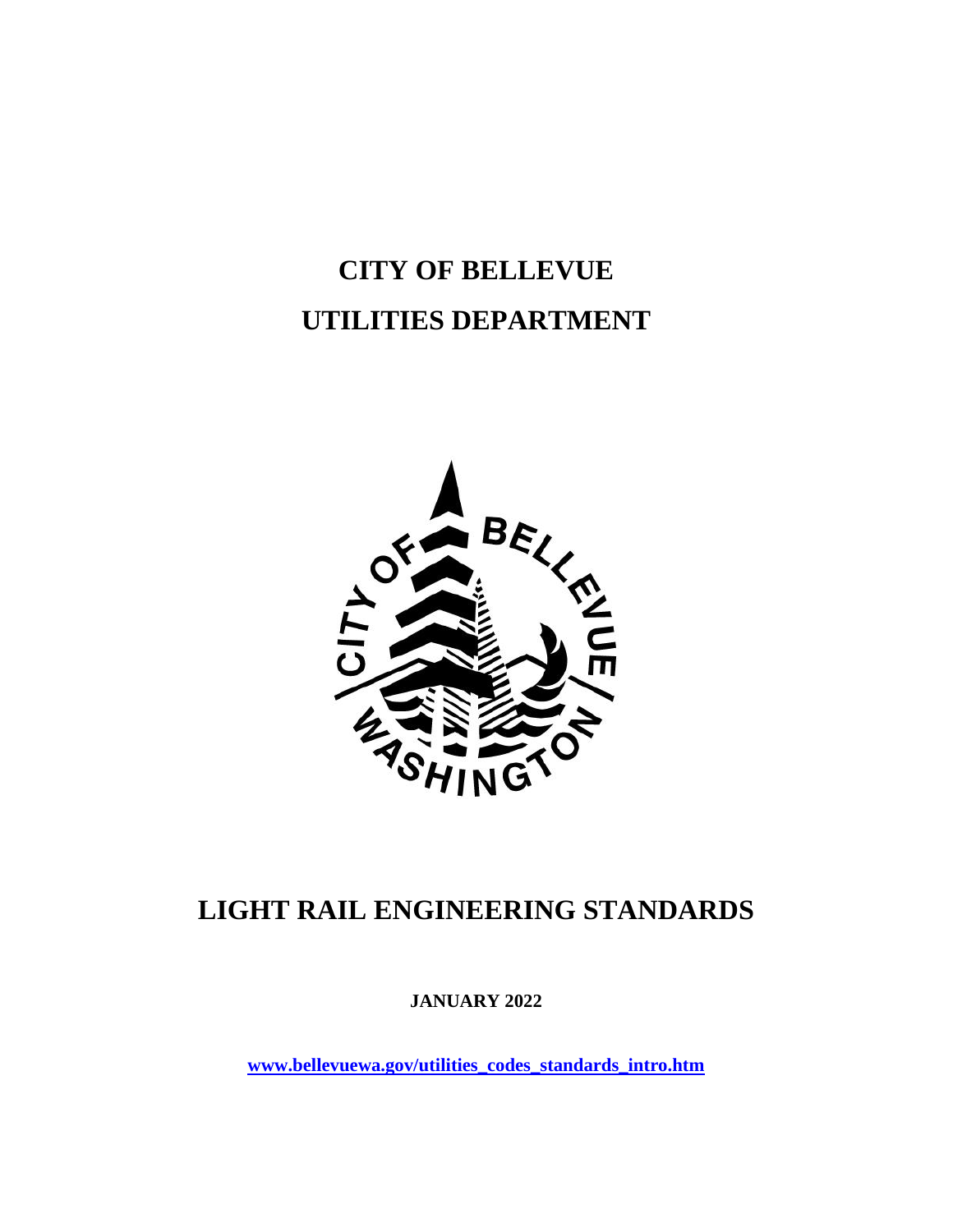# CITY OF BELLEVUE

# UTILITIES DEPARTMENT

# LIGHT RAIL ENGINEERING STANDARDS

**JANUARY 2022**

[www.bellevuewa.gov/utilities_codes_standards_intro.htm](www.bellevuewa.gov/utilities_codes_standards_intro.htm)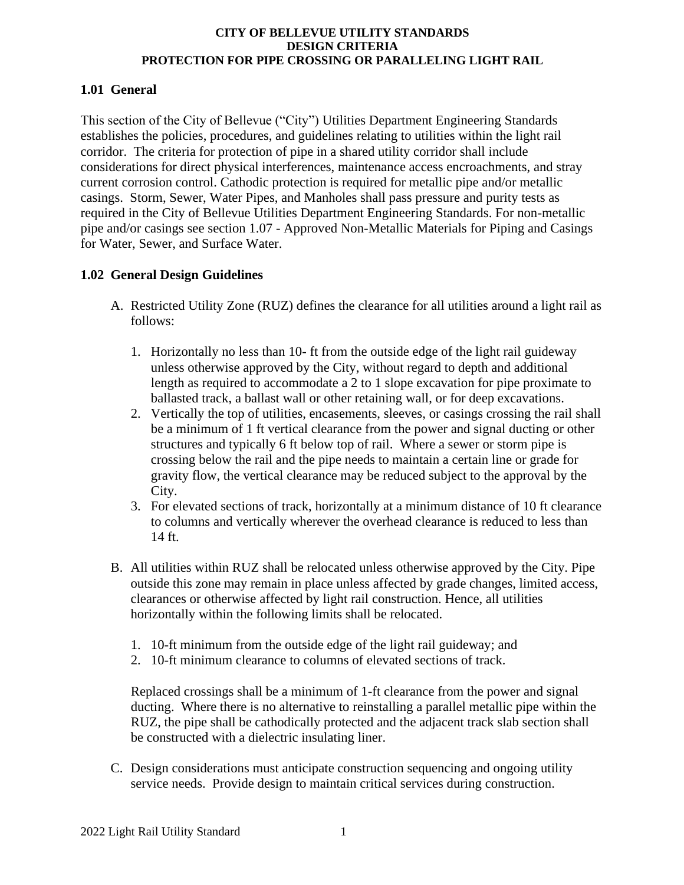# CITY OF BELLEVUE UTILITY STANDARDS
## DESIGN CRITERIA
## PROTECTION FOR PIPE CROSSING OR PARALLELING LIGHT RAIL

### 1.01 General

This section of the City of Bellevue ("City") Utilities Department Engineering Standards establishes the policies, procedures, and guidelines relating to utilities within the light rail corridor. The criteria for protection of pipe in a shared utility corridor shall include considerations for direct physical interferences, maintenance access encroachments, and stray current corrosion control. Cathodic protection is required for metallic pipe and/or metallic casings. Storm, Sewer, Water Pipes, and Manholes shall pass pressure and purity tests as required in the City of Bellevue Utilities Department Engineering Standards. For non-metallic pipe and/or casings see section 1.07 - Approved Non-Metallic Materials for Piping and Casings for Water, Sewer, and Surface Water.

### 1.02 General Design Guidelines

A. Restricted Utility Zone (RUZ) defines the clearance for all utilities around a light rail as follows:

   1. Horizontally no less than 10- ft from the outside edge of the light rail guideway unless otherwise approved by the City, without regard to depth and additional length as required to accommodate a 2 to 1 slope excavation for pipe proximate to ballasted track, a ballast wall or other retaining wall, or for deep excavations.
   2. Vertically the top of utilities, encasements, sleeves, or casings crossing the rail shall be a minimum of 1 ft vertical clearance from the power and signal ducting or other structures and typically 6 ft below top of rail. Where a sewer or storm pipe is crossing below the rail and the pipe needs to maintain a certain line or grade for gravity flow, the vertical clearance may be reduced subject to the approval by the City.
   3. For elevated sections of track, horizontally at a minimum distance of 10 ft clearance to columns and vertically wherever the overhead clearance is reduced to less than 14 ft.

B. All utilities within RUZ shall be relocated unless otherwise approved by the City. Pipe outside this zone may remain in place unless affected by grade changes, limited access, clearances or otherwise affected by light rail construction. Hence, all utilities horizontally within the following limits shall be relocated.

   1. 10-ft minimum from the outside edge of the light rail guideway; and
   2. 10-ft minimum clearance to columns of elevated sections of track.

   Replaced crossings shall be a minimum of 1-ft clearance from the power and signal ducting. Where there is no alternative to reinstalling a parallel metallic pipe within the RUZ, the pipe shall be cathodically protected and the adjacent track slab section shall be constructed with a dielectric insulating liner.

C. Design considerations must anticipate construction sequencing and ongoing utility service needs. Provide design to maintain critical services during construction.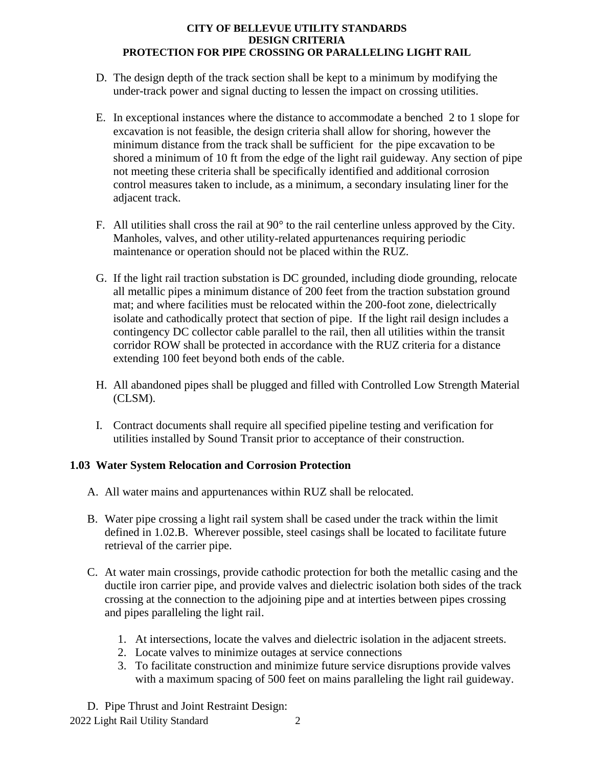D. The design depth of the track section shall be kept to a minimum by modifying the under-track power and signal ducting to lessen the impact on crossing utilities.

E. In exceptional instances where the distance to accommodate a benched 2 to 1 slope for excavation is not feasible, the design criteria shall allow for shoring, however the minimum distance from the track shall be sufficient for the pipe excavation to be shored a minimum of 10 ft from the edge of the light rail guideway. Any section of pipe not meeting these criteria shall be specifically identified and additional corrosion control measures taken to include, as a minimum, a secondary insulating liner for the adjacent track.

F. All utilities shall cross the rail at 90° to the rail centerline unless approved by the City. Manholes, valves, and other utility-related appurtenances requiring periodic maintenance or operation should not be placed within the RUZ.

G. If the light rail traction substation is DC grounded, including diode grounding, relocate all metallic pipes a minimum distance of 200 feet from the traction substation ground mat; and where facilities must be relocated within the 200-foot zone, dielectrically isolate and cathodically protect that section of pipe. If the light rail design includes a contingency DC collector cable parallel to the rail, then all utilities within the transit corridor ROW shall be protected in accordance with the RUZ criteria for a distance extending 100 feet beyond both ends of the cable.

H. All abandoned pipes shall be plugged and filled with Controlled Low Strength Material (CLSM).

I. Contract documents shall require all specified pipeline testing and verification for utilities installed by Sound Transit prior to acceptance of their construction.

### 1.03 Water System Relocation and Corrosion Protection

A. All water mains and appurtenances within RUZ shall be relocated.

B. Water pipe crossing a light rail system shall be cased under the track within the limit defined in 1.02.B. Wherever possible, steel casings shall be located to facilitate future retrieval of the carrier pipe.

C. At water main crossings, provide cathodic protection for both the metallic casing and the ductile iron carrier pipe, and provide valves and dielectric isolation both sides of the track crossing at the connection to the adjoining pipe and at interties between pipes crossing and pipes paralleling the light rail.

1. At intersections, locate the valves and dielectric isolation in the adjacent streets.
2. Locate valves to minimize outages at service connections
3. To facilitate construction and minimize future service disruptions provide valves with a maximum spacing of 500 feet on mains paralleling the light rail guideway.

D. Pipe Thrust and Joint Restraint Design: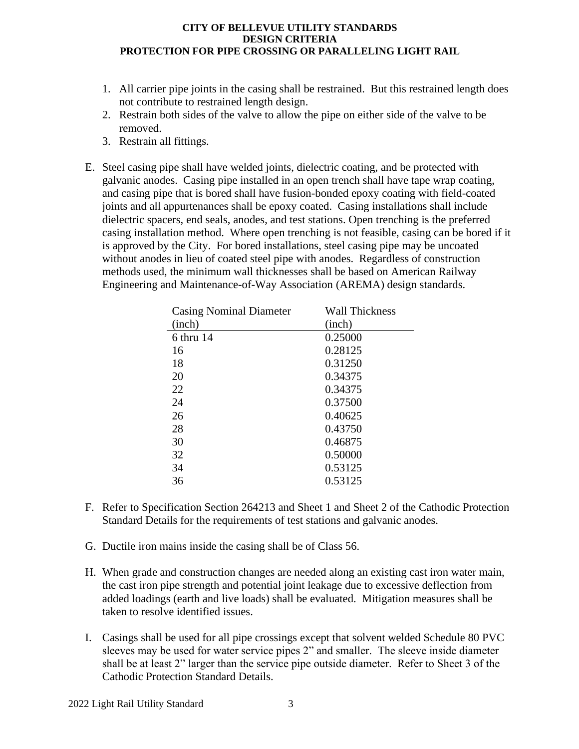1. All carrier pipe joints in the casing shall be restrained. But this restrained length does not contribute to restrained length design.
2. Restrain both sides of the valve to allow the pipe on either side of the valve to be removed.
3. Restrain all fittings.

E. Steel casing pipe shall have welded joints, dielectric coating, and be protected with galvanic anodes. Casing pipe installed in an open trench shall have tape wrap coating, and casing pipe that is bored shall have fusion-bonded epoxy coating with field-coated joints and all appurtenances shall be epoxy coated. Casing installations shall include dielectric spacers, end seals, anodes, and test stations. Open trenching is the preferred casing installation method. Where open trenching is not feasible, casing can be bored if it is approved by the City. For bored installations, steel casing pipe may be uncoated without anodes in lieu of coated steel pipe with anodes. Regardless of construction methods used, the minimum wall thicknesses shall be based on American Railway Engineering and Maintenance-of-Way Association (AREMA) design standards.

| Casing Nominal Diameter (inch) | Wall Thickness (inch) |
|---|---|
| 6 thru 14 | 0.25000 |
| 16 | 0.28125 |
| 18 | 0.31250 |
| 20 | 0.34375 |
| 22 | 0.34375 |
| 24 | 0.37500 |
| 26 | 0.40625 |
| 28 | 0.43750 |
| 30 | 0.46875 |
| 32 | 0.50000 |
| 34 | 0.53125 |
| 36 | 0.53125 |

F. Refer to Specification Section 264213 and Sheet 1 and Sheet 2 of the Cathodic Protection Standard Details for the requirements of test stations and galvanic anodes.

G. Ductile iron mains inside the casing shall be of Class 56.

H. When grade and construction changes are needed along an existing cast iron water main, the cast iron pipe strength and potential joint leakage due to excessive deflection from added loadings (earth and live loads) shall be evaluated. Mitigation measures shall be taken to resolve identified issues.

I. Casings shall be used for all pipe crossings except that solvent welded Schedule 80 PVC sleeves may be used for water service pipes 2" and smaller. The sleeve inside diameter shall be at least 2" larger than the service pipe outside diameter. Refer to Sheet 3 of the Cathodic Protection Standard Details.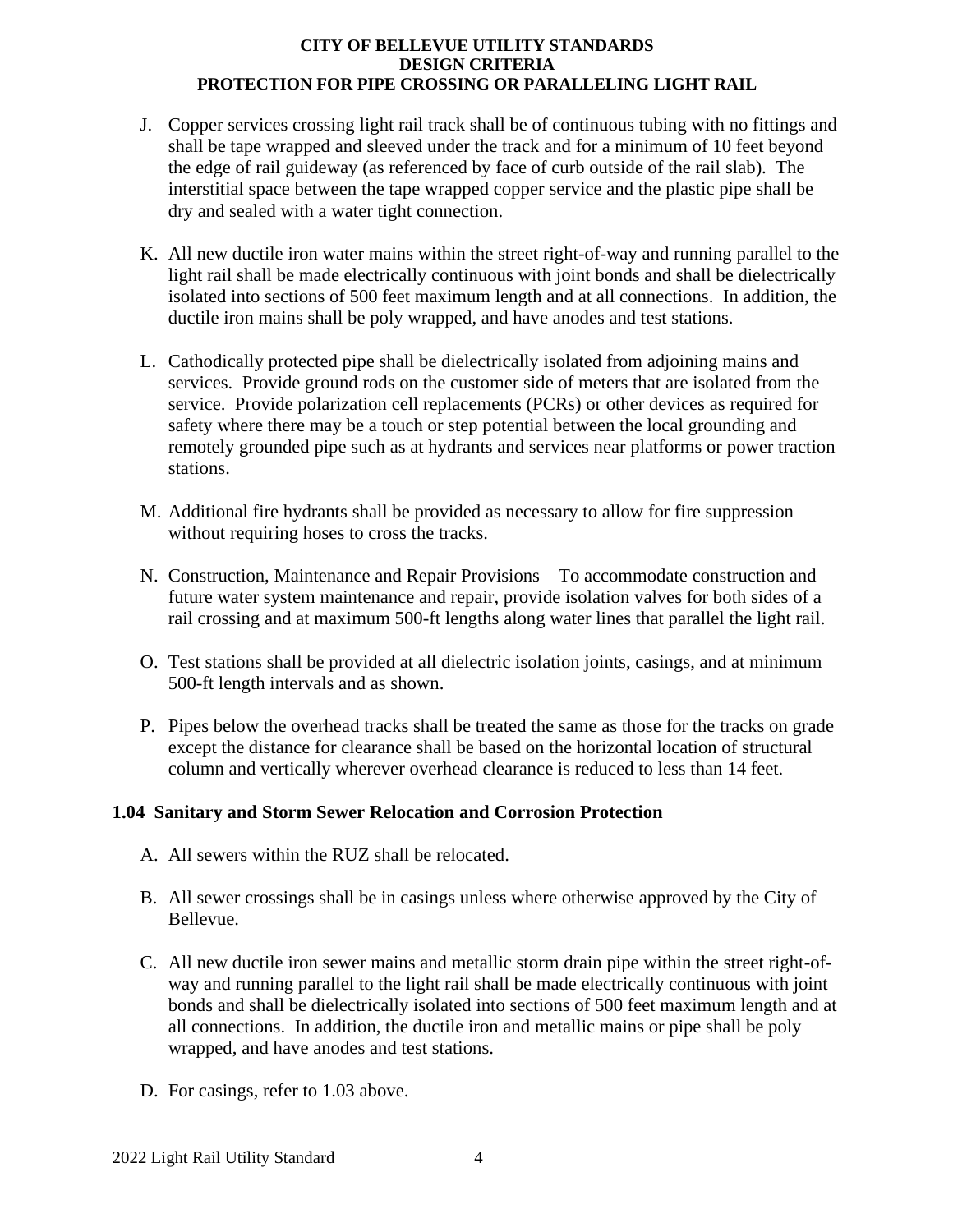J. Copper services crossing light rail track shall be of continuous tubing with no fittings and shall be tape wrapped and sleeved under the track and for a minimum of 10 feet beyond the edge of rail guideway (as referenced by face of curb outside of the rail slab). The interstitial space between the tape wrapped copper service and the plastic pipe shall be dry and sealed with a water tight connection.

K. All new ductile iron water mains within the street right-of-way and running parallel to the light rail shall be made electrically continuous with joint bonds and shall be dielectrically isolated into sections of 500 feet maximum length and at all connections. In addition, the ductile iron mains shall be poly wrapped, and have anodes and test stations.

L. Cathodically protected pipe shall be dielectrically isolated from adjoining mains and services. Provide ground rods on the customer side of meters that are isolated from the service. Provide polarization cell replacements (PCRs) or other devices as required for safety where there may be a touch or step potential between the local grounding and remotely grounded pipe such as at hydrants and services near platforms or power traction stations.

M. Additional fire hydrants shall be provided as necessary to allow for fire suppression without requiring hoses to cross the tracks.

N. Construction, Maintenance and Repair Provisions – To accommodate construction and future water system maintenance and repair, provide isolation valves for both sides of a rail crossing and at maximum 500-ft lengths along water lines that parallel the light rail.

O. Test stations shall be provided at all dielectric isolation joints, casings, and at minimum 500-ft length intervals and as shown.

P. Pipes below the overhead tracks shall be treated the same as those for the tracks on grade except the distance for clearance shall be based on the horizontal location of structural column and vertically wherever overhead clearance is reduced to less than 14 feet.

### 1.04 Sanitary and Storm Sewer Relocation and Corrosion Protection

A. All sewers within the RUZ shall be relocated.

B. All sewer crossings shall be in casings unless where otherwise approved by the City of Bellevue.

C. All new ductile iron sewer mains and metallic storm drain pipe within the street right-of-way and running parallel to the light rail shall be made electrically continuous with joint bonds and shall be dielectrically isolated into sections of 500 feet maximum length and at all connections. In addition, the ductile iron and metallic mains or pipe shall be poly wrapped, and have anodes and test stations.

D. For casings, refer to 1.03 above.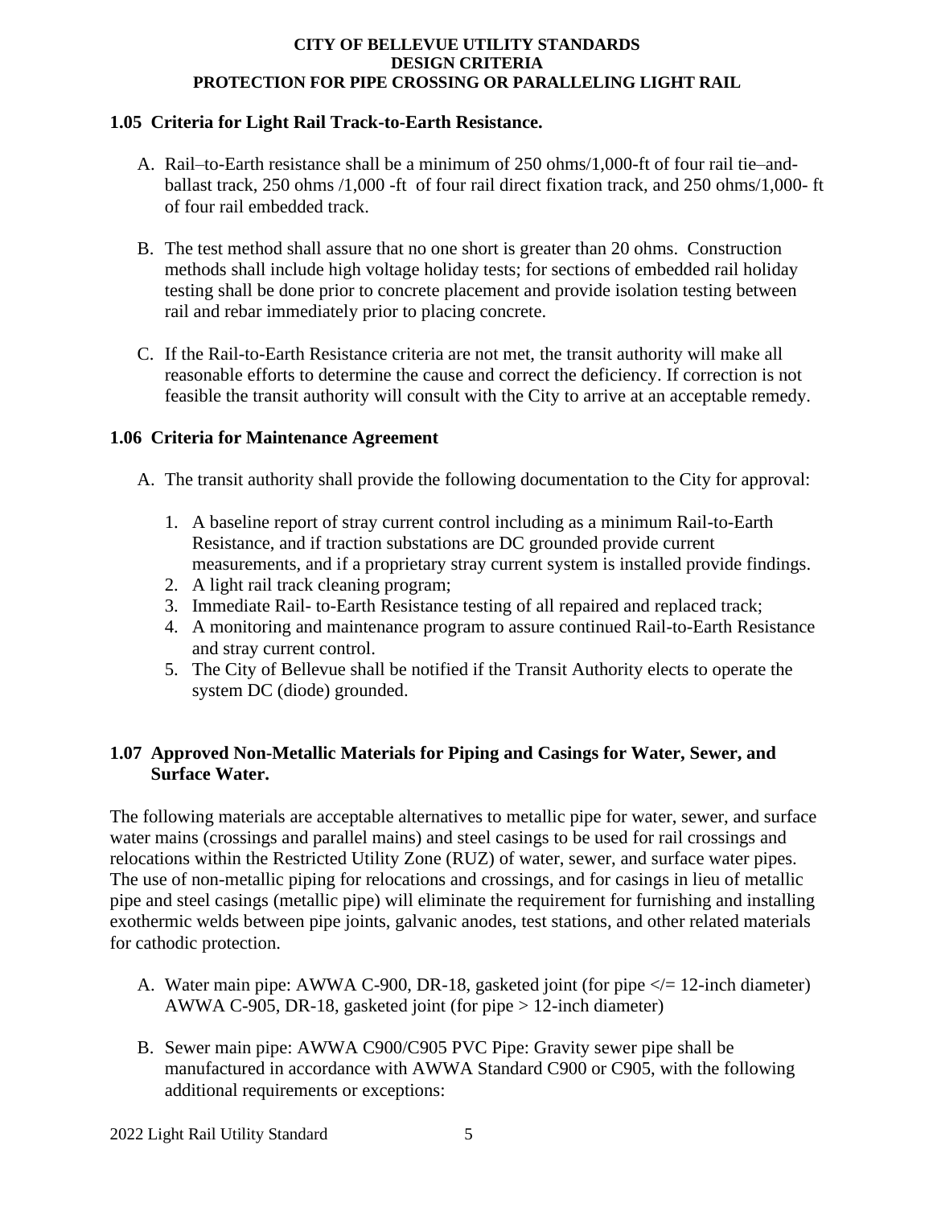### 1.05 Criteria for Light Rail Track-to-Earth Resistance.

A. Rail–to-Earth resistance shall be a minimum of 250 ohms/1,000-ft of four rail tie–and-ballast track, 250 ohms /1,000 -ft of four rail direct fixation track, and 250 ohms/1,000- ft of four rail embedded track.

B. The test method shall assure that no one short is greater than 20 ohms. Construction methods shall include high voltage holiday tests; for sections of embedded rail holiday testing shall be done prior to concrete placement and provide isolation testing between rail and rebar immediately prior to placing concrete.

C. If the Rail-to-Earth Resistance criteria are not met, the transit authority will make all reasonable efforts to determine the cause and correct the deficiency. If correction is not feasible the transit authority will consult with the City to arrive at an acceptable remedy.

### 1.06 Criteria for Maintenance Agreement

A. The transit authority shall provide the following documentation to the City for approval:

1. A baseline report of stray current control including as a minimum Rail-to-Earth Resistance, and if traction substations are DC grounded provide current measurements, and if a proprietary stray current system is installed provide findings.
2. A light rail track cleaning program;
3. Immediate Rail- to-Earth Resistance testing of all repaired and replaced track;
4. A monitoring and maintenance program to assure continued Rail-to-Earth Resistance and stray current control.
5. The City of Bellevue shall be notified if the Transit Authority elects to operate the system DC (diode) grounded.

### 1.07 Approved Non-Metallic Materials for Piping and Casings for Water, Sewer, and Surface Water.

The following materials are acceptable alternatives to metallic pipe for water, sewer, and surface water mains (crossings and parallel mains) and steel casings to be used for rail crossings and relocations within the Restricted Utility Zone (RUZ) of water, sewer, and surface water pipes. The use of non-metallic piping for relocations and crossings, and for casings in lieu of metallic pipe and steel casings (metallic pipe) will eliminate the requirement for furnishing and installing exothermic welds between pipe joints, galvanic anodes, test stations, and other related materials for cathodic protection.

A. Water main pipe: AWWA C-900, DR-18, gasketed joint (for pipe </= 12-inch diameter) AWWA C-905, DR-18, gasketed joint (for pipe > 12-inch diameter)

B. Sewer main pipe: AWWA C900/C905 PVC Pipe: Gravity sewer pipe shall be manufactured in accordance with AWWA Standard C900 or C905, with the following additional requirements or exceptions: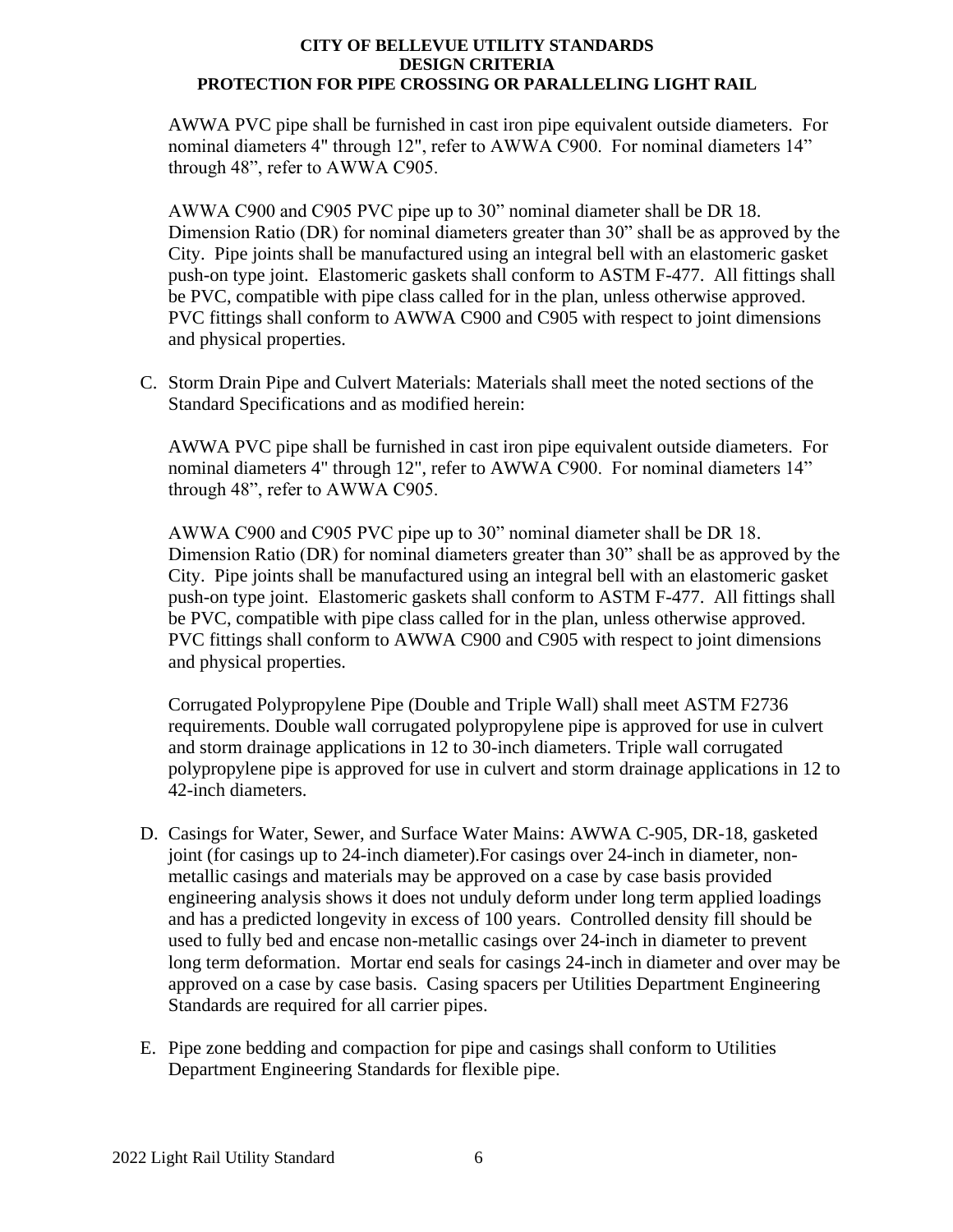AWWA PVC pipe shall be furnished in cast iron pipe equivalent outside diameters. For nominal diameters 4" through 12", refer to AWWA C900. For nominal diameters 14" through 48", refer to AWWA C905.

AWWA C900 and C905 PVC pipe up to 30" nominal diameter shall be DR 18. Dimension Ratio (DR) for nominal diameters greater than 30" shall be as approved by the City. Pipe joints shall be manufactured using an integral bell with an elastomeric gasket push-on type joint. Elastomeric gaskets shall conform to ASTM F-477. All fittings shall be PVC, compatible with pipe class called for in the plan, unless otherwise approved. PVC fittings shall conform to AWWA C900 and C905 with respect to joint dimensions and physical properties.

C. Storm Drain Pipe and Culvert Materials: Materials shall meet the noted sections of the Standard Specifications and as modified herein:

   AWWA PVC pipe shall be furnished in cast iron pipe equivalent outside diameters. For nominal diameters 4" through 12", refer to AWWA C900. For nominal diameters 14" through 48", refer to AWWA C905.

   AWWA C900 and C905 PVC pipe up to 30" nominal diameter shall be DR 18. Dimension Ratio (DR) for nominal diameters greater than 30" shall be as approved by the City. Pipe joints shall be manufactured using an integral bell with an elastomeric gasket push-on type joint. Elastomeric gaskets shall conform to ASTM F-477. All fittings shall be PVC, compatible with pipe class called for in the plan, unless otherwise approved. PVC fittings shall conform to AWWA C900 and C905 with respect to joint dimensions and physical properties.

   Corrugated Polypropylene Pipe (Double and Triple Wall) shall meet ASTM F2736 requirements. Double wall corrugated polypropylene pipe is approved for use in culvert and storm drainage applications in 12 to 30-inch diameters. Triple wall corrugated polypropylene pipe is approved for use in culvert and storm drainage applications in 12 to 42-inch diameters.

D. Casings for Water, Sewer, and Surface Water Mains: AWWA C-905, DR-18, gasketed joint (for casings up to 24-inch diameter).For casings over 24-inch in diameter, non-metallic casings and materials may be approved on a case by case basis provided engineering analysis shows it does not unduly deform under long term applied loadings and has a predicted longevity in excess of 100 years. Controlled density fill should be used to fully bed and encase non-metallic casings over 24-inch in diameter to prevent long term deformation. Mortar end seals for casings 24-inch in diameter and over may be approved on a case by case basis. Casing spacers per Utilities Department Engineering Standards are required for all carrier pipes.

E. Pipe zone bedding and compaction for pipe and casings shall conform to Utilities Department Engineering Standards for flexible pipe.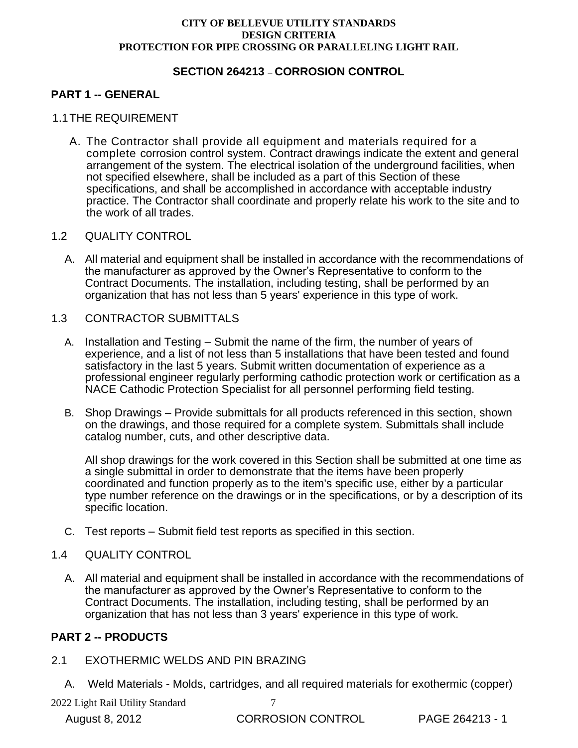**CITY OF BELLEVUE UTILITY STANDARDS**
**DESIGN CRITERIA**
**PROTECTION FOR PIPE CROSSING OR PARALLELING LIGHT RAIL**

## SECTION 264213 – CORROSION CONTROL

## PART 1 -- GENERAL

### 1.1 THE REQUIREMENT

A. The Contractor shall provide all equipment and materials required for a complete corrosion control system. Contract drawings indicate the extent and general arrangement of the system. The electrical isolation of the underground facilities, when not specified elsewhere, shall be included as a part of this Section of these specifications, and shall be accomplished in accordance with acceptable industry practice. The Contractor shall coordinate and properly relate his work to the site and to the work of all trades.

### 1.2 QUALITY CONTROL

A. All material and equipment shall be installed in accordance with the recommendations of the manufacturer as approved by the Owner's Representative to conform to the Contract Documents. The installation, including testing, shall be performed by an organization that has not less than 5 years' experience in this type of work.

### 1.3 CONTRACTOR SUBMITTALS

A. Installation and Testing – Submit the name of the firm, the number of years of experience, and a list of not less than 5 installations that have been tested and found satisfactory in the last 5 years. Submit written documentation of experience as a professional engineer regularly performing cathodic protection work or certification as a NACE Cathodic Protection Specialist for all personnel performing field testing.

B. Shop Drawings – Provide submittals for all products referenced in this section, shown on the drawings, and those required for a complete system. Submittals shall include catalog number, cuts, and other descriptive data.

All shop drawings for the work covered in this Section shall be submitted at one time as a single submittal in order to demonstrate that the items have been properly coordinated and function properly as to the item's specific use, either by a particular type number reference on the drawings or in the specifications, or by a description of its specific location.

C. Test reports – Submit field test reports as specified in this section.

### 1.4 QUALITY CONTROL

A. All material and equipment shall be installed in accordance with the recommendations of the manufacturer as approved by the Owner's Representative to conform to the Contract Documents. The installation, including testing, shall be performed by an organization that has not less than 3 years' experience in this type of work.

## PART 2 -- PRODUCTS

### 2.1 EXOTHERMIC WELDS AND PIN BRAZING

A. Weld Materials - Molds, cartridges, and all required materials for exothermic (copper)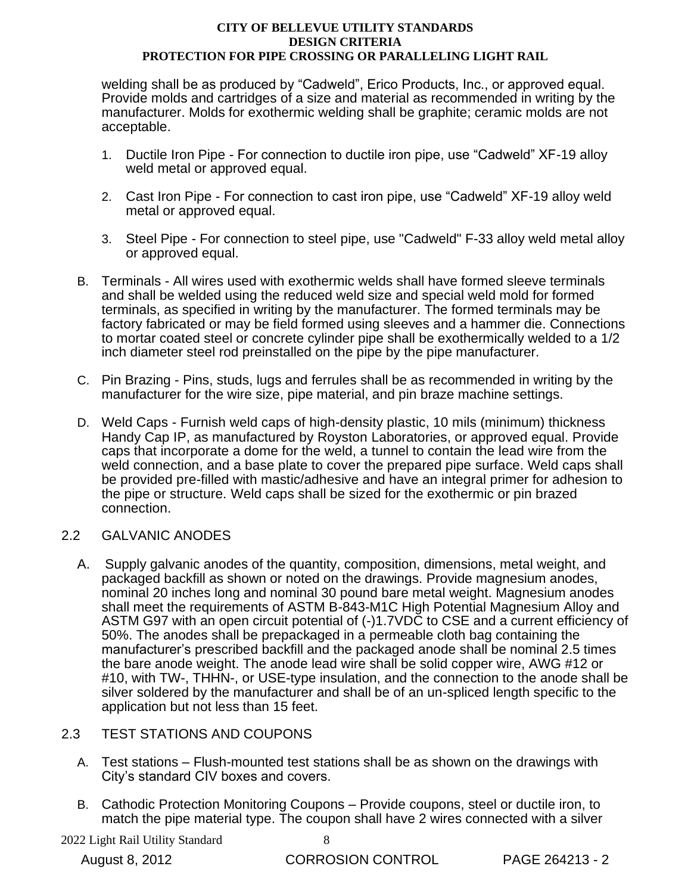welding shall be as produced by "Cadweld", Erico Products, Inc., or approved equal. Provide molds and cartridges of a size and material as recommended in writing by the manufacturer. Molds for exothermic welding shall be graphite; ceramic molds are not acceptable.

1. Ductile Iron Pipe - For connection to ductile iron pipe, use "Cadweld" XF-19 alloy weld metal or approved equal.

2. Cast Iron Pipe - For connection to cast iron pipe, use "Cadweld" XF-19 alloy weld metal or approved equal.

3. Steel Pipe - For connection to steel pipe, use "Cadweld" F-33 alloy weld metal alloy or approved equal.

B. Terminals - All wires used with exothermic welds shall have formed sleeve terminals and shall be welded using the reduced weld size and special weld mold for formed terminals, as specified in writing by the manufacturer. The formed terminals may be factory fabricated or may be field formed using sleeves and a hammer die. Connections to mortar coated steel or concrete cylinder pipe shall be exothermically welded to a 1/2 inch diameter steel rod preinstalled on the pipe by the pipe manufacturer.

C. Pin Brazing - Pins, studs, lugs and ferrules shall be as recommended in writing by the manufacturer for the wire size, pipe material, and pin braze machine settings.

D. Weld Caps - Furnish weld caps of high-density plastic, 10 mils (minimum) thickness Handy Cap IP, as manufactured by Royston Laboratories, or approved equal. Provide caps that incorporate a dome for the weld, a tunnel to contain the lead wire from the weld connection, and a base plate to cover the prepared pipe surface. Weld caps shall be provided pre-filled with mastic/adhesive and have an integral primer for adhesion to the pipe or structure. Weld caps shall be sized for the exothermic or pin brazed connection.

## 2.2 GALVANIC ANODES

A. Supply galvanic anodes of the quantity, composition, dimensions, metal weight, and packaged backfill as shown or noted on the drawings. Provide magnesium anodes, nominal 20 inches long and nominal 30 pound bare metal weight. Magnesium anodes shall meet the requirements of ASTM B-843-M1C High Potential Magnesium Alloy and ASTM G97 with an open circuit potential of (-)1.7VDC to CSE and a current efficiency of 50%. The anodes shall be prepackaged in a permeable cloth bag containing the manufacturer's prescribed backfill and the packaged anode shall be nominal 2.5 times the bare anode weight. The anode lead wire shall be solid copper wire, AWG #12 or #10, with TW-, THHN-, or USE-type insulation, and the connection to the anode shall be silver soldered by the manufacturer and shall be of an un-spliced length specific to the application but not less than 15 feet.

## 2.3 TEST STATIONS AND COUPONS

A. Test stations – Flush-mounted test stations shall be as shown on the drawings with City's standard CIV boxes and covers.

B. Cathodic Protection Monitoring Coupons – Provide coupons, steel or ductile iron, to match the pipe material type. The coupon shall have 2 wires connected with a silver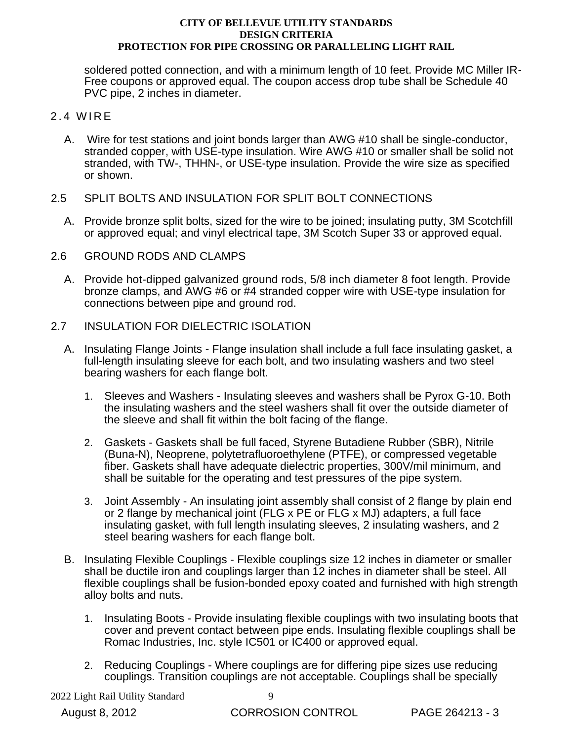soldered potted connection, and with a minimum length of 10 feet. Provide MC Miller IR-Free coupons or approved equal. The coupon access drop tube shall be Schedule 40 PVC pipe, 2 inches in diameter.

## 2.4 WIRE

A. Wire for test stations and joint bonds larger than AWG #10 shall be single-conductor, stranded copper, with USE-type insulation. Wire AWG #10 or smaller shall be solid not stranded, with TW-, THHN-, or USE-type insulation. Provide the wire size as specified or shown.

## 2.5 SPLIT BOLTS AND INSULATION FOR SPLIT BOLT CONNECTIONS

A. Provide bronze split bolts, sized for the wire to be joined; insulating putty, 3M Scotchfill or approved equal; and vinyl electrical tape, 3M Scotch Super 33 or approved equal.

## 2.6 GROUND RODS AND CLAMPS

A. Provide hot-dipped galvanized ground rods, 5/8 inch diameter 8 foot length. Provide bronze clamps, and AWG #6 or #4 stranded copper wire with USE-type insulation for connections between pipe and ground rod.

## 2.7 INSULATION FOR DIELECTRIC ISOLATION

A. Insulating Flange Joints - Flange insulation shall include a full face insulating gasket, a full-length insulating sleeve for each bolt, and two insulating washers and two steel bearing washers for each flange bolt.

1. Sleeves and Washers - Insulating sleeves and washers shall be Pyrox G-10. Both the insulating washers and the steel washers shall fit over the outside diameter of the sleeve and shall fit within the bolt facing of the flange.

2. Gaskets - Gaskets shall be full faced, Styrene Butadiene Rubber (SBR), Nitrile (Buna-N), Neoprene, polytetrafluoroethylene (PTFE), or compressed vegetable fiber. Gaskets shall have adequate dielectric properties, 300V/mil minimum, and shall be suitable for the operating and test pressures of the pipe system.

3. Joint Assembly - An insulating joint assembly shall consist of 2 flange by plain end or 2 flange by mechanical joint (FLG x PE or FLG x MJ) adapters, a full face insulating gasket, with full length insulating sleeves, 2 insulating washers, and 2 steel bearing washers for each flange bolt.

B. Insulating Flexible Couplings - Flexible couplings size 12 inches in diameter or smaller shall be ductile iron and couplings larger than 12 inches in diameter shall be steel. All flexible couplings shall be fusion-bonded epoxy coated and furnished with high strength alloy bolts and nuts.

1. Insulating Boots - Provide insulating flexible couplings with two insulating boots that cover and prevent contact between pipe ends. Insulating flexible couplings shall be Romac Industries, Inc. style IC501 or IC400 or approved equal.

2. Reducing Couplings - Where couplings are for differing pipe sizes use reducing couplings. Transition couplings are not acceptable. Couplings shall be specially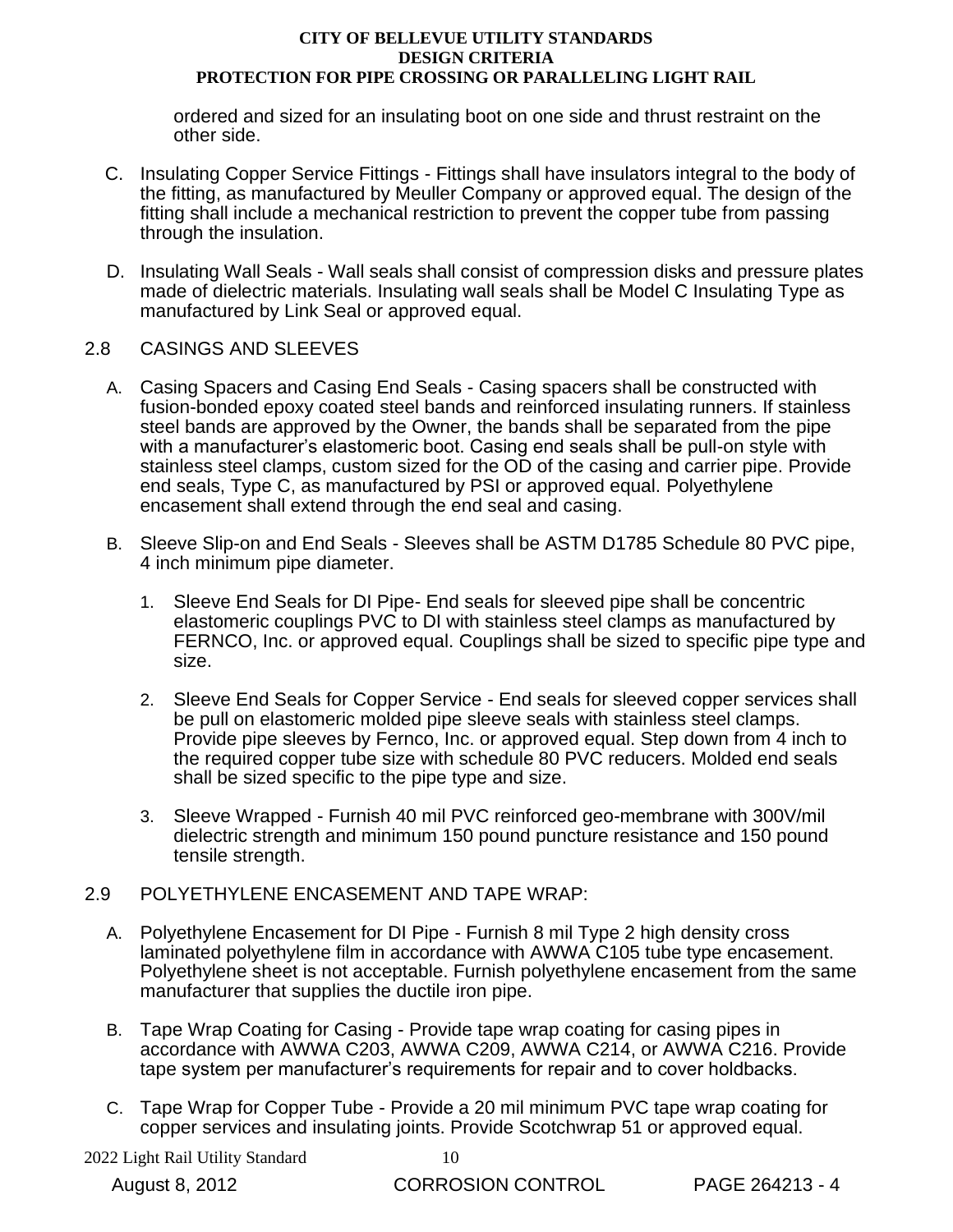ordered and sized for an insulating boot on one side and thrust restraint on the other side.

C. Insulating Copper Service Fittings - Fittings shall have insulators integral to the body of the fitting, as manufactured by Meuller Company or approved equal. The design of the fitting shall include a mechanical restriction to prevent the copper tube from passing through the insulation.

D. Insulating Wall Seals - Wall seals shall consist of compression disks and pressure plates made of dielectric materials. Insulating wall seals shall be Model C Insulating Type as manufactured by Link Seal or approved equal.

## 2.8 CASINGS AND SLEEVES

A. Casing Spacers and Casing End Seals - Casing spacers shall be constructed with fusion-bonded epoxy coated steel bands and reinforced insulating runners. If stainless steel bands are approved by the Owner, the bands shall be separated from the pipe with a manufacturer's elastomeric boot. Casing end seals shall be pull-on style with stainless steel clamps, custom sized for the OD of the casing and carrier pipe. Provide end seals, Type C, as manufactured by PSI or approved equal. Polyethylene encasement shall extend through the end seal and casing.

B. Sleeve Slip-on and End Seals - Sleeves shall be ASTM D1785 Schedule 80 PVC pipe, 4 inch minimum pipe diameter.

1. Sleeve End Seals for DI Pipe- End seals for sleeved pipe shall be concentric elastomeric couplings PVC to DI with stainless steel clamps as manufactured by FERNCO, Inc. or approved equal. Couplings shall be sized to specific pipe type and size.

2. Sleeve End Seals for Copper Service - End seals for sleeved copper services shall be pull on elastomeric molded pipe sleeve seals with stainless steel clamps. Provide pipe sleeves by Fernco, Inc. or approved equal. Step down from 4 inch to the required copper tube size with schedule 80 PVC reducers. Molded end seals shall be sized specific to the pipe type and size.

3. Sleeve Wrapped - Furnish 40 mil PVC reinforced geo-membrane with 300V/mil dielectric strength and minimum 150 pound puncture resistance and 150 pound tensile strength.

## 2.9 POLYETHYLENE ENCASEMENT AND TAPE WRAP:

A. Polyethylene Encasement for DI Pipe - Furnish 8 mil Type 2 high density cross laminated polyethylene film in accordance with AWWA C105 tube type encasement. Polyethylene sheet is not acceptable. Furnish polyethylene encasement from the same manufacturer that supplies the ductile iron pipe.

B. Tape Wrap Coating for Casing - Provide tape wrap coating for casing pipes in accordance with AWWA C203, AWWA C209, AWWA C214, or AWWA C216. Provide tape system per manufacturer's requirements for repair and to cover holdbacks.

C. Tape Wrap for Copper Tube - Provide a 20 mil minimum PVC tape wrap coating for copper services and insulating joints. Provide Scotchwrap 51 or approved equal.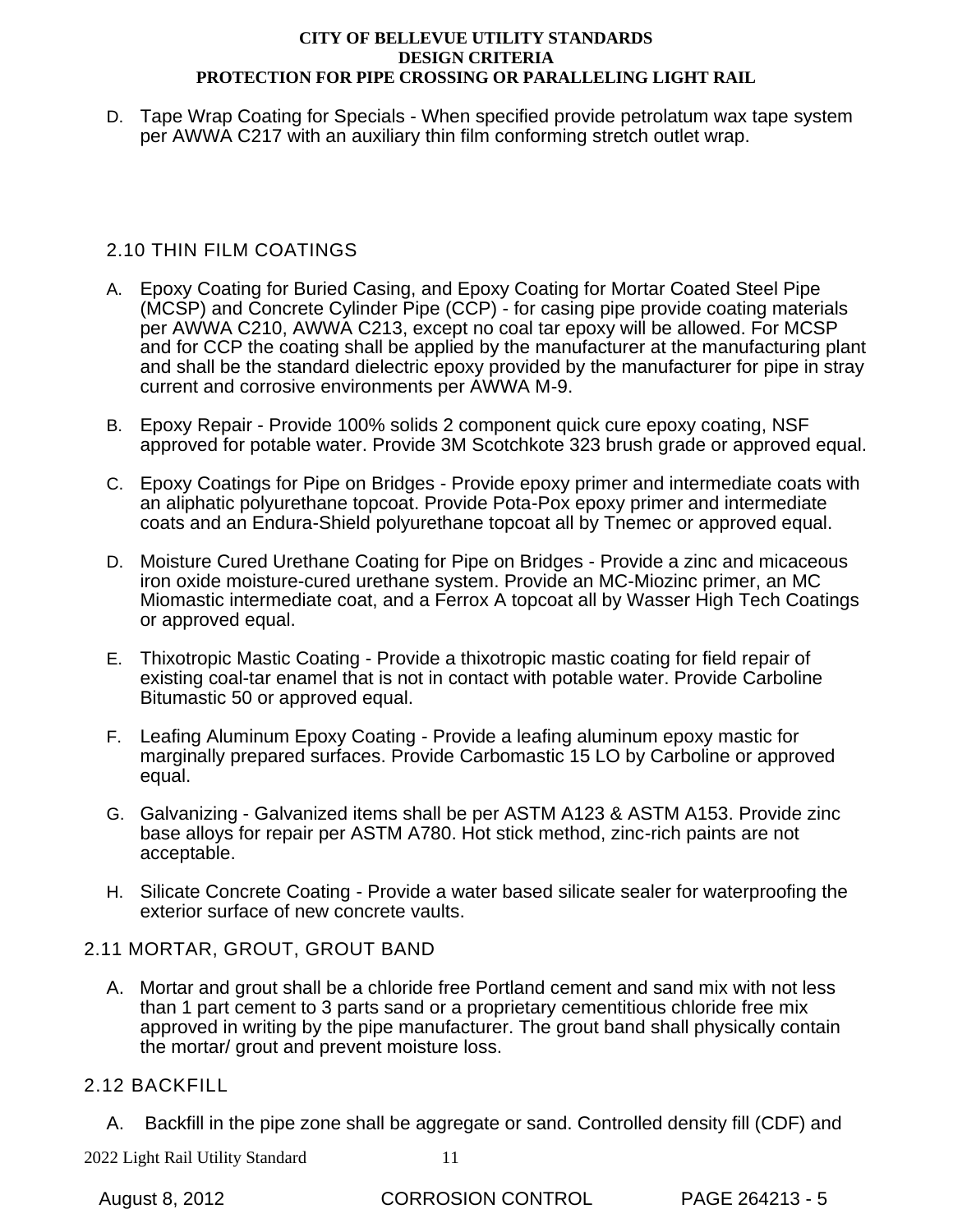D. Tape Wrap Coating for Specials - When specified provide petrolatum wax tape system per AWWA C217 with an auxiliary thin film conforming stretch outlet wrap.

## 2.10 THIN FILM COATINGS

A. Epoxy Coating for Buried Casing, and Epoxy Coating for Mortar Coated Steel Pipe (MCSP) and Concrete Cylinder Pipe (CCP) - for casing pipe provide coating materials per AWWA C210, AWWA C213, except no coal tar epoxy will be allowed. For MCSP and for CCP the coating shall be applied by the manufacturer at the manufacturing plant and shall be the standard dielectric epoxy provided by the manufacturer for pipe in stray current and corrosive environments per AWWA M-9.

B. Epoxy Repair - Provide 100% solids 2 component quick cure epoxy coating, NSF approved for potable water. Provide 3M Scotchkote 323 brush grade or approved equal.

C. Epoxy Coatings for Pipe on Bridges - Provide epoxy primer and intermediate coats with an aliphatic polyurethane topcoat. Provide Pota-Pox epoxy primer and intermediate coats and an Endura-Shield polyurethane topcoat all by Tnemec or approved equal.

D. Moisture Cured Urethane Coating for Pipe on Bridges - Provide a zinc and micaceous iron oxide moisture-cured urethane system. Provide an MC-Miozinc primer, an MC Miomastic intermediate coat, and a Ferrox A topcoat all by Wasser High Tech Coatings or approved equal.

E. Thixotropic Mastic Coating - Provide a thixotropic mastic coating for field repair of existing coal-tar enamel that is not in contact with potable water. Provide Carboline Bitumastic 50 or approved equal.

F. Leafing Aluminum Epoxy Coating - Provide a leafing aluminum epoxy mastic for marginally prepared surfaces. Provide Carbomastic 15 LO by Carboline or approved equal.

G. Galvanizing - Galvanized items shall be per ASTM A123 & ASTM A153. Provide zinc base alloys for repair per ASTM A780. Hot stick method, zinc-rich paints are not acceptable.

H. Silicate Concrete Coating - Provide a water based silicate sealer for waterproofing the exterior surface of new concrete vaults.

## 2.11 MORTAR, GROUT, GROUT BAND

A. Mortar and grout shall be a chloride free Portland cement and sand mix with not less than 1 part cement to 3 parts sand or a proprietary cementitious chloride free mix approved in writing by the pipe manufacturer. The grout band shall physically contain the mortar/ grout and prevent moisture loss.

## 2.12 BACKFILL

A. Backfill in the pipe zone shall be aggregate or sand. Controlled density fill (CDF) and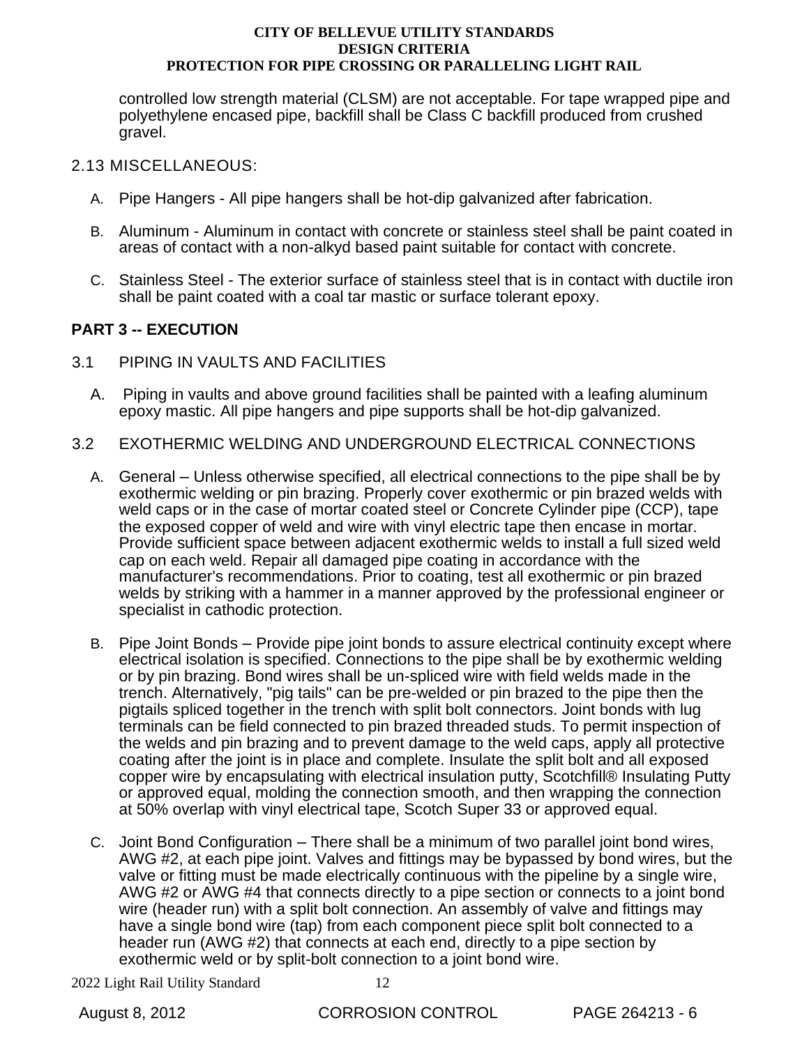controlled low strength material (CLSM) are not acceptable. For tape wrapped pipe and polyethylene encased pipe, backfill shall be Class C backfill produced from crushed gravel.

2.13 MISCELLANEOUS:

A. Pipe Hangers - All pipe hangers shall be hot-dip galvanized after fabrication.

B. Aluminum - Aluminum in contact with concrete or stainless steel shall be paint coated in areas of contact with a non-alkyd based paint suitable for contact with concrete.

C. Stainless Steel - The exterior surface of stainless steel that is in contact with ductile iron shall be paint coated with a coal tar mastic or surface tolerant epoxy.

## PART 3 -- EXECUTION

3.1 PIPING IN VAULTS AND FACILITIES

A. Piping in vaults and above ground facilities shall be painted with a leafing aluminum epoxy mastic. All pipe hangers and pipe supports shall be hot-dip galvanized.

3.2 EXOTHERMIC WELDING AND UNDERGROUND ELECTRICAL CONNECTIONS

A. General – Unless otherwise specified, all electrical connections to the pipe shall be by exothermic welding or pin brazing. Properly cover exothermic or pin brazed welds with weld caps or in the case of mortar coated steel or Concrete Cylinder pipe (CCP), tape the exposed copper of weld and wire with vinyl electric tape then encase in mortar. Provide sufficient space between adjacent exothermic welds to install a full sized weld cap on each weld. Repair all damaged pipe coating in accordance with the manufacturer's recommendations. Prior to coating, test all exothermic or pin brazed welds by striking with a hammer in a manner approved by the professional engineer or specialist in cathodic protection.

B. Pipe Joint Bonds – Provide pipe joint bonds to assure electrical continuity except where electrical isolation is specified. Connections to the pipe shall be by exothermic welding or by pin brazing. Bond wires shall be un-spliced wire with field welds made in the trench. Alternatively, "pig tails" can be pre-welded or pin brazed to the pipe then the pigtails spliced together in the trench with split bolt connectors. Joint bonds with lug terminals can be field connected to pin brazed threaded studs. To permit inspection of the welds and pin brazing and to prevent damage to the weld caps, apply all protective coating after the joint is in place and complete. Insulate the split bolt and all exposed copper wire by encapsulating with electrical insulation putty, Scotchfill® Insulating Putty or approved equal, molding the connection smooth, and then wrapping the connection at 50% overlap with vinyl electrical tape, Scotch Super 33 or approved equal.

C. Joint Bond Configuration – There shall be a minimum of two parallel joint bond wires, AWG #2, at each pipe joint. Valves and fittings may be bypassed by bond wires, but the valve or fitting must be made electrically continuous with the pipeline by a single wire, AWG #2 or AWG #4 that connects directly to a pipe section or connects to a joint bond wire (header run) with a split bolt connection. An assembly of valve and fittings may have a single bond wire (tap) from each component piece split bolt connected to a header run (AWG #2) that connects at each end, directly to a pipe section by exothermic weld or by split-bolt connection to a joint bond wire.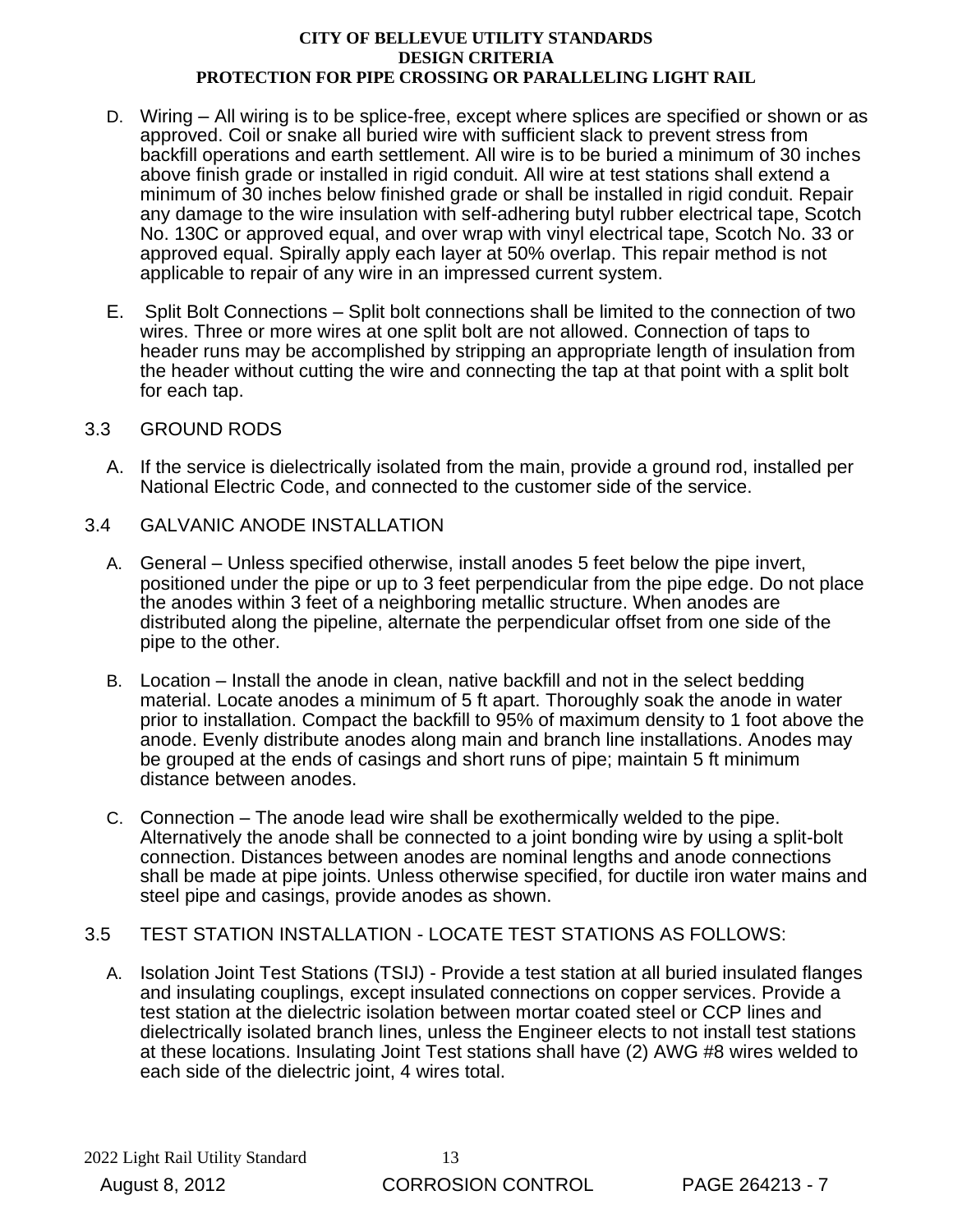- D. Wiring – All wiring is to be splice-free, except where splices are specified or shown or as approved. Coil or snake all buried wire with sufficient slack to prevent stress from backfill operations and earth settlement. All wire is to be buried a minimum of 30 inches above finish grade or installed in rigid conduit. All wire at test stations shall extend a minimum of 30 inches below finished grade or shall be installed in rigid conduit. Repair any damage to the wire insulation with self-adhering butyl rubber electrical tape, Scotch No. 130C or approved equal, and over wrap with vinyl electrical tape, Scotch No. 33 or approved equal. Spirally apply each layer at 50% overlap. This repair method is not applicable to repair of any wire in an impressed current system.

- E. Split Bolt Connections – Split bolt connections shall be limited to the connection of two wires. Three or more wires at one split bolt are not allowed. Connection of taps to header runs may be accomplished by stripping an appropriate length of insulation from the header without cutting the wire and connecting the tap at that point with a split bolt for each tap.

## 3.3 GROUND RODS

- A. If the service is dielectrically isolated from the main, provide a ground rod, installed per National Electric Code, and connected to the customer side of the service.

## 3.4 GALVANIC ANODE INSTALLATION

- A. General – Unless specified otherwise, install anodes 5 feet below the pipe invert, positioned under the pipe or up to 3 feet perpendicular from the pipe edge. Do not place the anodes within 3 feet of a neighboring metallic structure. When anodes are distributed along the pipeline, alternate the perpendicular offset from one side of the pipe to the other.

- B. Location – Install the anode in clean, native backfill and not in the select bedding material. Locate anodes a minimum of 5 ft apart. Thoroughly soak the anode in water prior to installation. Compact the backfill to 95% of maximum density to 1 foot above the anode. Evenly distribute anodes along main and branch line installations. Anodes may be grouped at the ends of casings and short runs of pipe; maintain 5 ft minimum distance between anodes.

- C. Connection – The anode lead wire shall be exothermically welded to the pipe. Alternatively the anode shall be connected to a joint bonding wire by using a split-bolt connection. Distances between anodes are nominal lengths and anode connections shall be made at pipe joints. Unless otherwise specified, for ductile iron water mains and steel pipe and casings, provide anodes as shown.

## 3.5 TEST STATION INSTALLATION - LOCATE TEST STATIONS AS FOLLOWS:

- A. Isolation Joint Test Stations (TSIJ) - Provide a test station at all buried insulated flanges and insulating couplings, except insulated connections on copper services. Provide a test station at the dielectric isolation between mortar coated steel or CCP lines and dielectrically isolated branch lines, unless the Engineer elects to not install test stations at these locations. Insulating Joint Test stations shall have (2) AWG #8 wires welded to each side of the dielectric joint, 4 wires total.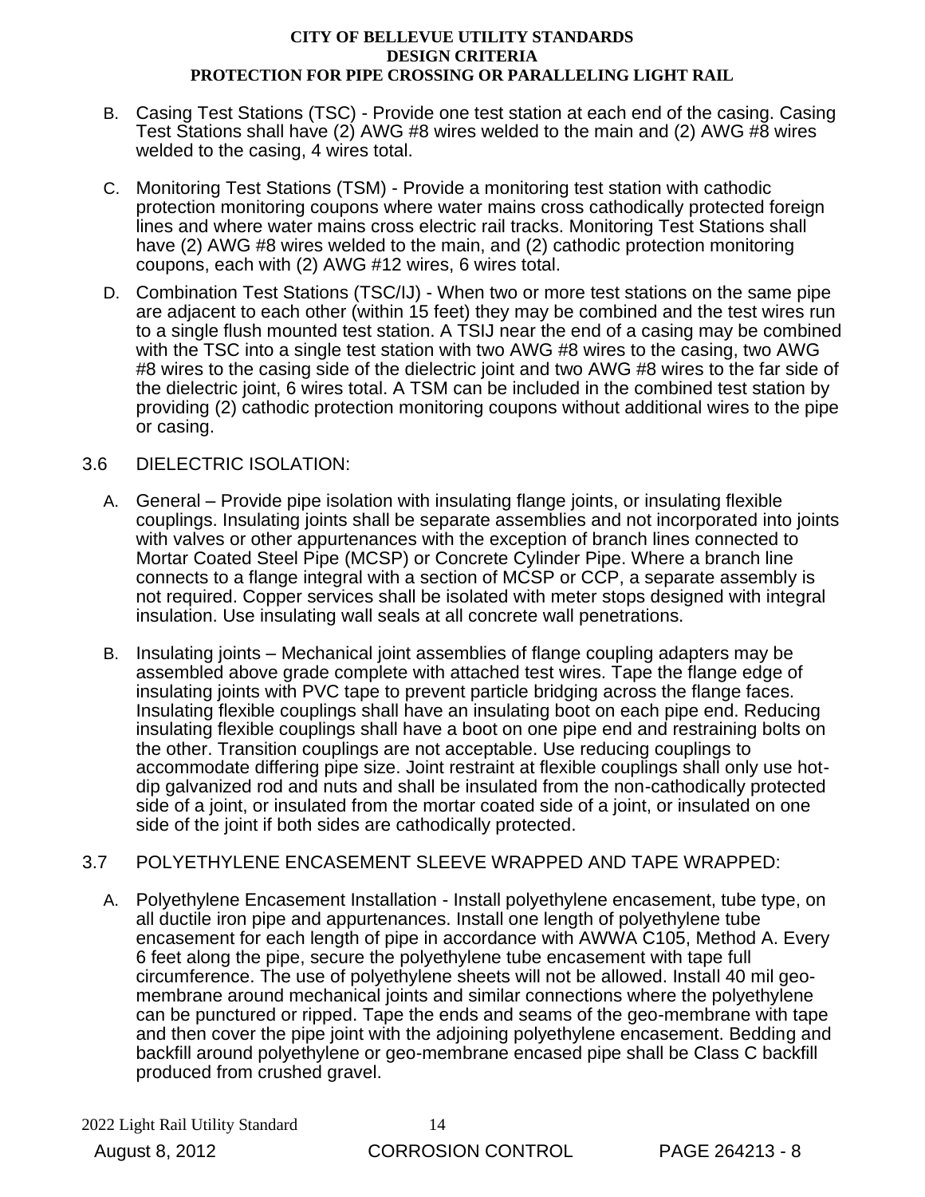B. Casing Test Stations (TSC) - Provide one test station at each end of the casing. Casing Test Stations shall have (2) AWG #8 wires welded to the main and (2) AWG #8 wires welded to the casing, 4 wires total.

C. Monitoring Test Stations (TSM) - Provide a monitoring test station with cathodic protection monitoring coupons where water mains cross cathodically protected foreign lines and where water mains cross electric rail tracks. Monitoring Test Stations shall have (2) AWG #8 wires welded to the main, and (2) cathodic protection monitoring coupons, each with (2) AWG #12 wires, 6 wires total.

D. Combination Test Stations (TSC/IJ) - When two or more test stations on the same pipe are adjacent to each other (within 15 feet) they may be combined and the test wires run to a single flush mounted test station. A TSIJ near the end of a casing may be combined with the TSC into a single test station with two AWG #8 wires to the casing, two AWG #8 wires to the casing side of the dielectric joint and two AWG #8 wires to the far side of the dielectric joint, 6 wires total. A TSM can be included in the combined test station by providing (2) cathodic protection monitoring coupons without additional wires to the pipe or casing.

## 3.6 DIELECTRIC ISOLATION:

A. General – Provide pipe isolation with insulating flange joints, or insulating flexible couplings. Insulating joints shall be separate assemblies and not incorporated into joints with valves or other appurtenances with the exception of branch lines connected to Mortar Coated Steel Pipe (MCSP) or Concrete Cylinder Pipe. Where a branch line connects to a flange integral with a section of MCSP or CCP, a separate assembly is not required. Copper services shall be isolated with meter stops designed with integral insulation. Use insulating wall seals at all concrete wall penetrations.

B. Insulating joints – Mechanical joint assemblies of flange coupling adapters may be assembled above grade complete with attached test wires. Tape the flange edge of insulating joints with PVC tape to prevent particle bridging across the flange faces. Insulating flexible couplings shall have an insulating boot on each pipe end. Reducing insulating flexible couplings shall have a boot on one pipe end and restraining bolts on the other. Transition couplings are not acceptable. Use reducing couplings to accommodate differing pipe size. Joint restraint at flexible couplings shall only use hot-dip galvanized rod and nuts and shall be insulated from the non-cathodically protected side of a joint, or insulated from the mortar coated side of a joint, or insulated on one side of the joint if both sides are cathodically protected.

## 3.7 POLYETHYLENE ENCASEMENT SLEEVE WRAPPED AND TAPE WRAPPED:

A. Polyethylene Encasement Installation - Install polyethylene encasement, tube type, on all ductile iron pipe and appurtenances. Install one length of polyethylene tube encasement for each length of pipe in accordance with AWWA C105, Method A. Every 6 feet along the pipe, secure the polyethylene tube encasement with tape full circumference. The use of polyethylene sheets will not be allowed. Install 40 mil geo-membrane around mechanical joints and similar connections where the polyethylene can be punctured or ripped. Tape the ends and seams of the geo-membrane with tape and then cover the pipe joint with the adjoining polyethylene encasement. Bedding and backfill around polyethylene or geo-membrane encased pipe shall be Class C backfill produced from crushed gravel.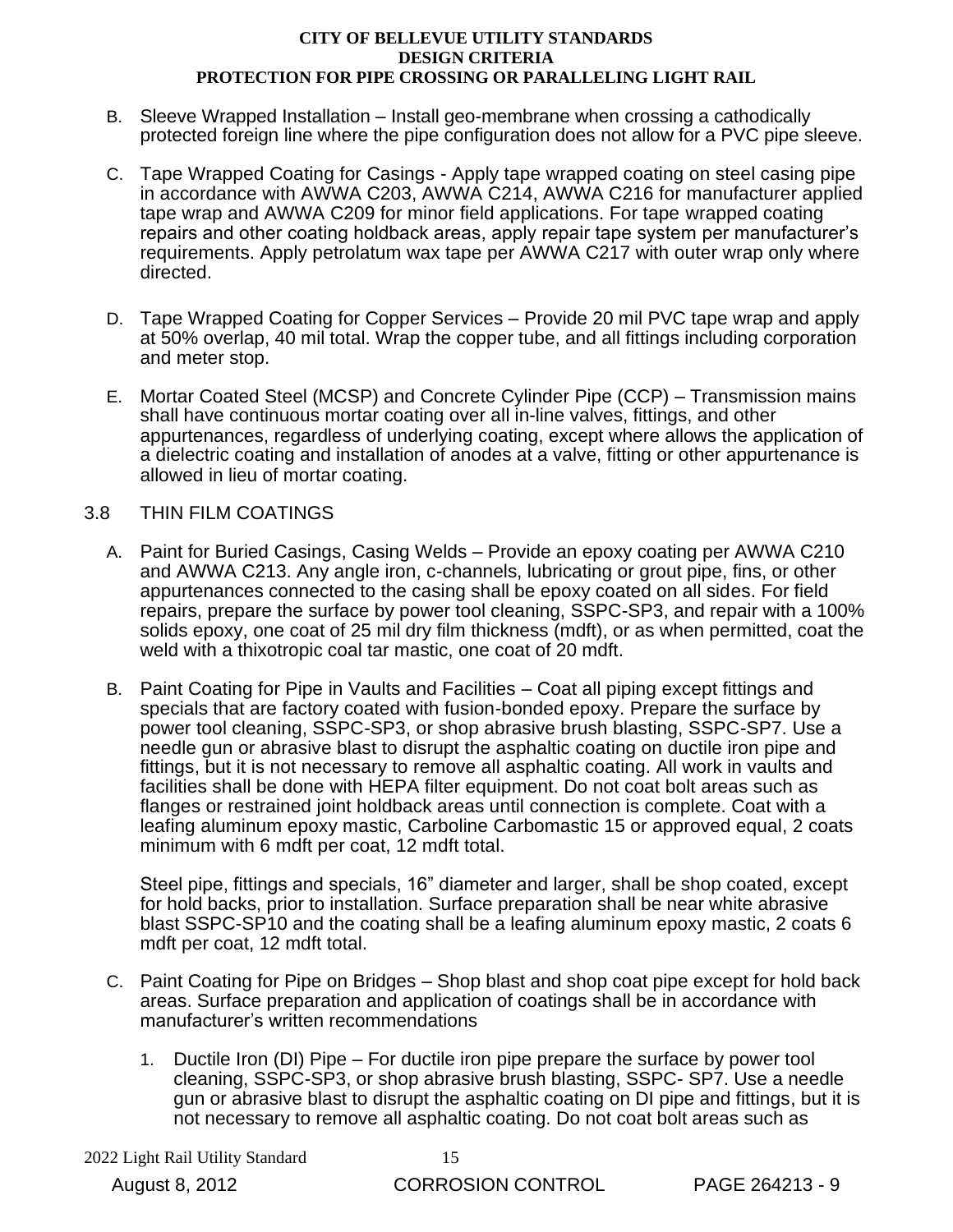B. Sleeve Wrapped Installation – Install geo-membrane when crossing a cathodically protected foreign line where the pipe configuration does not allow for a PVC pipe sleeve.

C. Tape Wrapped Coating for Casings - Apply tape wrapped coating on steel casing pipe in accordance with AWWA C203, AWWA C214, AWWA C216 for manufacturer applied tape wrap and AWWA C209 for minor field applications. For tape wrapped coating repairs and other coating holdback areas, apply repair tape system per manufacturer's requirements. Apply petrolatum wax tape per AWWA C217 with outer wrap only where directed.

D. Tape Wrapped Coating for Copper Services – Provide 20 mil PVC tape wrap and apply at 50% overlap, 40 mil total. Wrap the copper tube, and all fittings including corporation and meter stop.

E. Mortar Coated Steel (MCSP) and Concrete Cylinder Pipe (CCP) – Transmission mains shall have continuous mortar coating over all in-line valves, fittings, and other appurtenances, regardless of underlying coating, except where allows the application of a dielectric coating and installation of anodes at a valve, fitting or other appurtenance is allowed in lieu of mortar coating.

3.8 THIN FILM COATINGS

A. Paint for Buried Casings, Casing Welds – Provide an epoxy coating per AWWA C210 and AWWA C213. Any angle iron, c-channels, lubricating or grout pipe, fins, or other appurtenances connected to the casing shall be epoxy coated on all sides. For field repairs, prepare the surface by power tool cleaning, SSPC-SP3, and repair with a 100% solids epoxy, one coat of 25 mil dry film thickness (mdft), or as when permitted, coat the weld with a thixotropic coal tar mastic, one coat of 20 mdft.

B. Paint Coating for Pipe in Vaults and Facilities – Coat all piping except fittings and specials that are factory coated with fusion-bonded epoxy. Prepare the surface by power tool cleaning, SSPC-SP3, or shop abrasive brush blasting, SSPC-SP7. Use a needle gun or abrasive blast to disrupt the asphaltic coating on ductile iron pipe and fittings, but it is not necessary to remove all asphaltic coating. All work in vaults and facilities shall be done with HEPA filter equipment. Do not coat bolt areas such as flanges or restrained joint holdback areas until connection is complete. Coat with a leafing aluminum epoxy mastic, Carboline Carbomastic 15 or approved equal, 2 coats minimum with 6 mdft per coat, 12 mdft total.

Steel pipe, fittings and specials, 16" diameter and larger, shall be shop coated, except for hold backs, prior to installation. Surface preparation shall be near white abrasive blast SSPC-SP10 and the coating shall be a leafing aluminum epoxy mastic, 2 coats 6 mdft per coat, 12 mdft total.

C. Paint Coating for Pipe on Bridges – Shop blast and shop coat pipe except for hold back areas. Surface preparation and application of coatings shall be in accordance with manufacturer's written recommendations

1. Ductile Iron (DI) Pipe – For ductile iron pipe prepare the surface by power tool cleaning, SSPC-SP3, or shop abrasive brush blasting, SSPC- SP7. Use a needle gun or abrasive blast to disrupt the asphaltic coating on DI pipe and fittings, but it is not necessary to remove all asphaltic coating. Do not coat bolt areas such as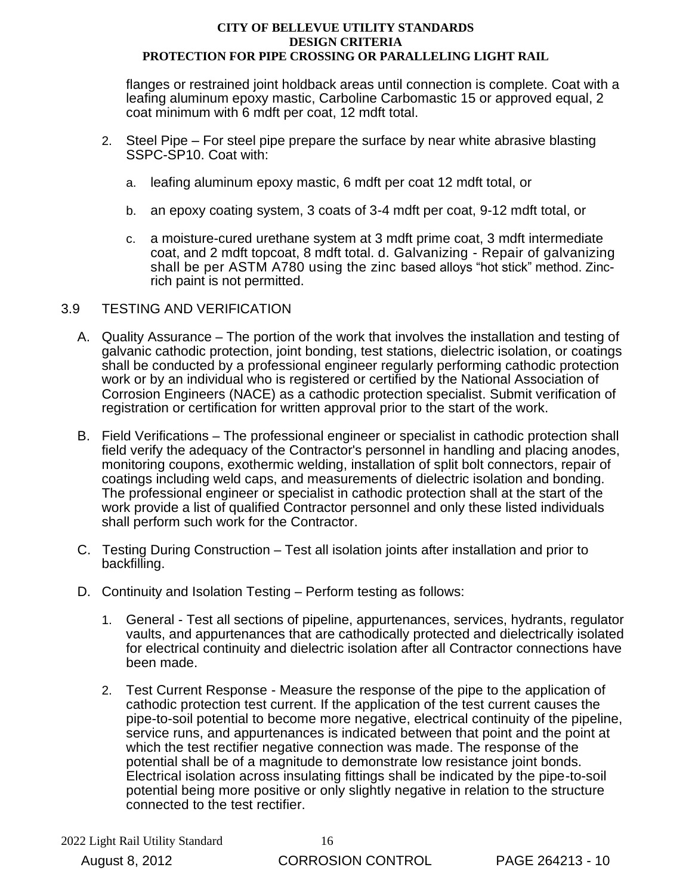flanges or restrained joint holdback areas until connection is complete. Coat with a leafing aluminum epoxy mastic, Carboline Carbomastic 15 or approved equal, 2 coat minimum with 6 mdft per coat, 12 mdft total.

2. Steel Pipe – For steel pipe prepare the surface by near white abrasive blasting SSPC-SP10. Coat with:

   a. leafing aluminum epoxy mastic, 6 mdft per coat 12 mdft total, or

   b. an epoxy coating system, 3 coats of 3-4 mdft per coat, 9-12 mdft total, or

   c. a moisture-cured urethane system at 3 mdft prime coat, 3 mdft intermediate coat, and 2 mdft topcoat, 8 mdft total. d. Galvanizing - Repair of galvanizing shall be per ASTM A780 using the zinc based alloys "hot stick" method. Zinc-rich paint is not permitted.

## 3.9 TESTING AND VERIFICATION

A. Quality Assurance – The portion of the work that involves the installation and testing of galvanic cathodic protection, joint bonding, test stations, dielectric isolation, or coatings shall be conducted by a professional engineer regularly performing cathodic protection work or by an individual who is registered or certified by the National Association of Corrosion Engineers (NACE) as a cathodic protection specialist. Submit verification of registration or certification for written approval prior to the start of the work.

B. Field Verifications – The professional engineer or specialist in cathodic protection shall field verify the adequacy of the Contractor's personnel in handling and placing anodes, monitoring coupons, exothermic welding, installation of split bolt connectors, repair of coatings including weld caps, and measurements of dielectric isolation and bonding. The professional engineer or specialist in cathodic protection shall at the start of the work provide a list of qualified Contractor personnel and only these listed individuals shall perform such work for the Contractor.

C. Testing During Construction – Test all isolation joints after installation and prior to backfilling.

D. Continuity and Isolation Testing – Perform testing as follows:

   1. General - Test all sections of pipeline, appurtenances, services, hydrants, regulator vaults, and appurtenances that are cathodically protected and dielectrically isolated for electrical continuity and dielectric isolation after all Contractor connections have been made.

   2. Test Current Response - Measure the response of the pipe to the application of cathodic protection test current. If the application of the test current causes the pipe-to-soil potential to become more negative, electrical continuity of the pipeline, service runs, and appurtenances is indicated between that point and the point at which the test rectifier negative connection was made. The response of the potential shall be of a magnitude to demonstrate low resistance joint bonds. Electrical isolation across insulating fittings shall be indicated by the pipe-to-soil potential being more positive or only slightly negative in relation to the structure connected to the test rectifier.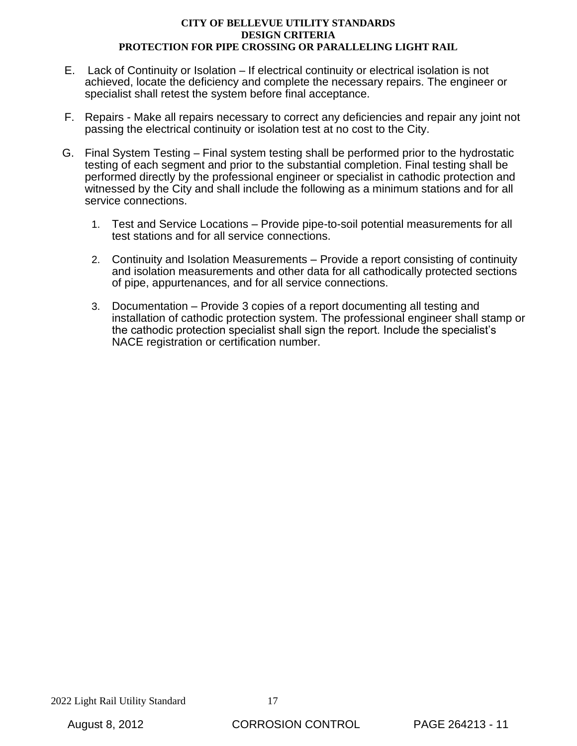E. Lack of Continuity or Isolation – If electrical continuity or electrical isolation is not achieved, locate the deficiency and complete the necessary repairs. The engineer or specialist shall retest the system before final acceptance.

F. Repairs - Make all repairs necessary to correct any deficiencies and repair any joint not passing the electrical continuity or isolation test at no cost to the City.

G. Final System Testing – Final system testing shall be performed prior to the hydrostatic testing of each segment and prior to the substantial completion. Final testing shall be performed directly by the professional engineer or specialist in cathodic protection and witnessed by the City and shall include the following as a minimum stations and for all service connections.

1. Test and Service Locations – Provide pipe-to-soil potential measurements for all test stations and for all service connections.

2. Continuity and Isolation Measurements – Provide a report consisting of continuity and isolation measurements and other data for all cathodically protected sections of pipe, appurtenances, and for all service connections.

3. Documentation – Provide 3 copies of a report documenting all testing and installation of cathodic protection system. The professional engineer shall stamp or the cathodic protection specialist shall sign the report. Include the specialist's NACE registration or certification number.